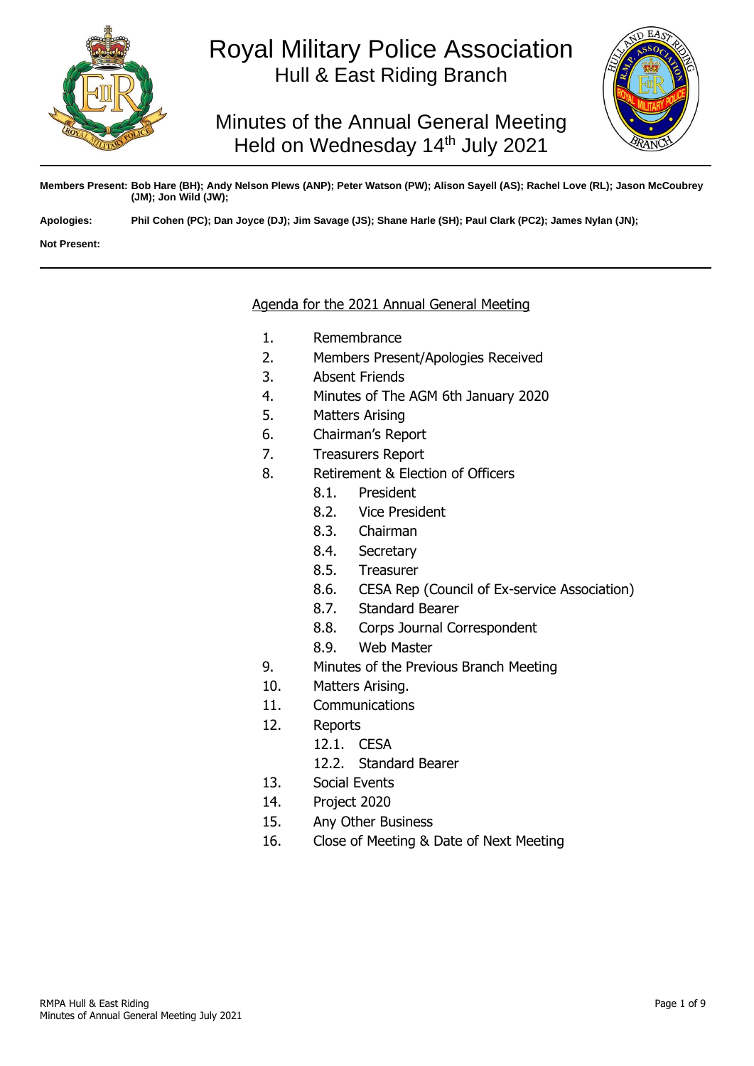# Royal Military Police Association

## Hull & East Riding Branch

## Minutes of the Annual General Meeting Held on Wednesday 14th July 2021

**Members Present:** Bob Hare (BH); Andy Nelson Plews (ANP); Peter Watson (PW); Alison Sayell (AS); Rachel Love (RL); Jason McCoubrey (JM); Jon Wild (JW);

**Apologies:** Phil Cohen (PC); Dan Joyce (DJ); Jim Savage (JS); Shane Harle (SH); Paul Clark (PC2); James Nylan (JN);

**Not Present:**

---

### Agenda for the 2021 Annual General Meeting

1. Remembrance
2. Members Present/Apologies Received
3. Absent Friends
4. Minutes of The AGM 6th January 2020
5. Matters Arising
6. Chairman's Report
7. Treasurers Report
8. Retirement & Election of Officers
   - 8.1. President
   - 8.2. Vice President
   - 8.3. Chairman
   - 8.4. Secretary
   - 8.5. Treasurer
   - 8.6. CESA Rep (Council of Ex-service Association)
   - 8.7. Standard Bearer
   - 8.8. Corps Journal Correspondent
   - 8.9. Web Master
9. Minutes of the Previous Branch Meeting
10. Matters Arising.
11. Communications
12. Reports
    - 12.1. CESA
    - 12.2. Standard Bearer
13. Social Events
14. Project 2020
15. Any Other Business
16. Close of Meeting & Date of Next Meeting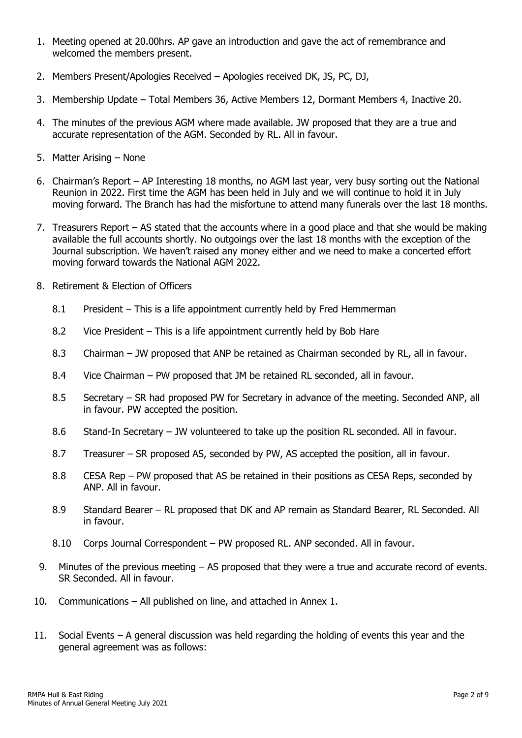1. Meeting opened at 20.00hrs. AP gave an introduction and gave the act of remembrance and welcomed the members present.

2. Members Present/Apologies Received – Apologies received DK, JS, PC, DJ,

3. Membership Update – Total Members 36, Active Members 12, Dormant Members 4, Inactive 20.

4. The minutes of the previous AGM where made available. JW proposed that they are a true and accurate representation of the AGM. Seconded by RL. All in favour.

5. Matter Arising – None

6. Chairman's Report – AP Interesting 18 months, no AGM last year, very busy sorting out the National Reunion in 2022. First time the AGM has been held in July and we will continue to hold it in July moving forward. The Branch has had the misfortune to attend many funerals over the last 18 months.

7. Treasurers Report – AS stated that the accounts where in a good place and that she would be making available the full accounts shortly. No outgoings over the last 18 months with the exception of the Journal subscription. We haven't raised any money either and we need to make a concerted effort moving forward towards the National AGM 2022.

8. Retirement & Election of Officers

   8.1 President – This is a life appointment currently held by Fred Hemmerman

   8.2 Vice President – This is a life appointment currently held by Bob Hare

   8.3 Chairman – JW proposed that ANP be retained as Chairman seconded by RL, all in favour.

   8.4 Vice Chairman – PW proposed that JM be retained RL seconded, all in favour.

   8.5 Secretary – SR had proposed PW for Secretary in advance of the meeting. Seconded ANP, all in favour. PW accepted the position.

   8.6 Stand-In Secretary – JW volunteered to take up the position RL seconded. All in favour.

   8.7 Treasurer – SR proposed AS, seconded by PW, AS accepted the position, all in favour.

   8.8 CESA Rep – PW proposed that AS be retained in their positions as CESA Reps, seconded by ANP. All in favour.

   8.9 Standard Bearer – RL proposed that DK and AP remain as Standard Bearer, RL Seconded. All in favour.

   8.10 Corps Journal Correspondent – PW proposed RL. ANP seconded. All in favour.

9. Minutes of the previous meeting – AS proposed that they were a true and accurate record of events. SR Seconded. All in favour.

10. Communications – All published on line, and attached in Annex 1.

11. Social Events – A general discussion was held regarding the holding of events this year and the general agreement was as follows: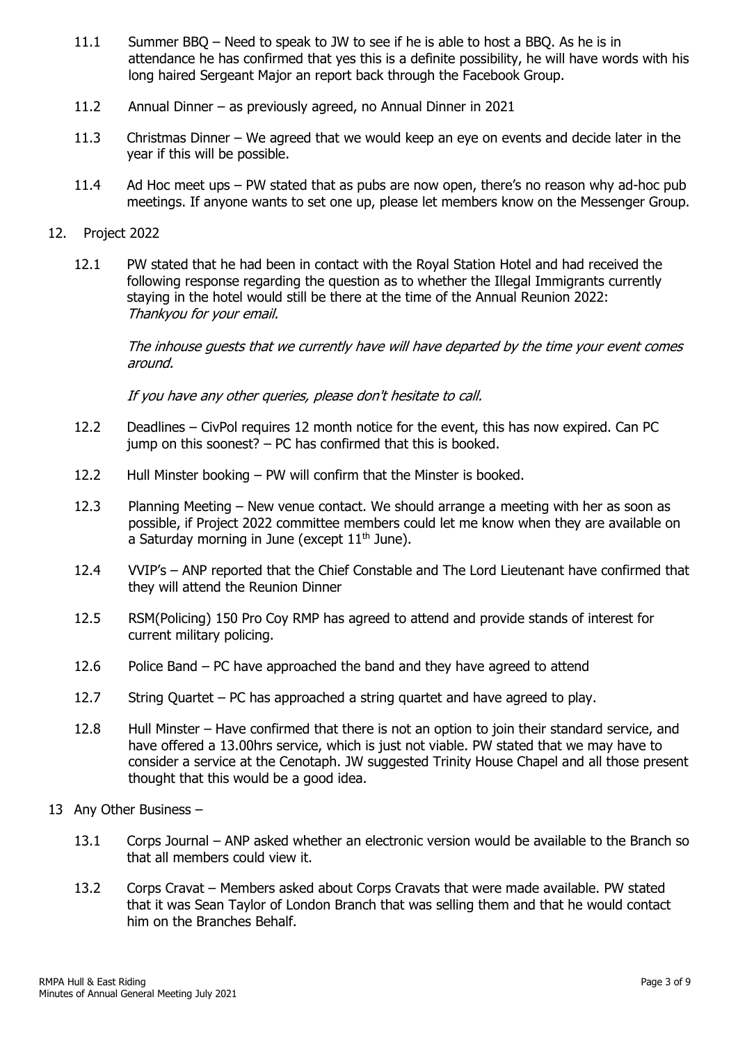11.1 Summer BBQ – Need to speak to JW to see if he is able to host a BBQ. As he is in attendance he has confirmed that yes this is a definite possibility, he will have words with his long haired Sergeant Major an report back through the Facebook Group.

11.2 Annual Dinner – as previously agreed, no Annual Dinner in 2021

11.3 Christmas Dinner – We agreed that we would keep an eye on events and decide later in the year if this will be possible.

11.4 Ad Hoc meet ups – PW stated that as pubs are now open, there's no reason why ad-hoc pub meetings. If anyone wants to set one up, please let members know on the Messenger Group.

12. Project 2022

12.1 PW stated that he had been in contact with the Royal Station Hotel and had received the following response regarding the question as to whether the Illegal Immigrants currently staying in the hotel would still be there at the time of the Annual Reunion 2022:
*Thankyou for your email.*

*The inhouse guests that we currently have will have departed by the time your event comes around.*

*If you have any other queries, please don't hesitate to call.*

12.2 Deadlines – CivPol requires 12 month notice for the event, this has now expired. Can PC jump on this soonest? – PC has confirmed that this is booked.

12.2 Hull Minster booking – PW will confirm that the Minster is booked.

12.3 Planning Meeting – New venue contact. We should arrange a meeting with her as soon as possible, if Project 2022 committee members could let me know when they are available on a Saturday morning in June (except 11th June).

12.4 VVIP's – ANP reported that the Chief Constable and The Lord Lieutenant have confirmed that they will attend the Reunion Dinner

12.5 RSM(Policing) 150 Pro Coy RMP has agreed to attend and provide stands of interest for current military policing.

12.6 Police Band – PC have approached the band and they have agreed to attend

12.7 String Quartet – PC has approached a string quartet and have agreed to play.

12.8 Hull Minster – Have confirmed that there is not an option to join their standard service, and have offered a 13.00hrs service, which is just not viable. PW stated that we may have to consider a service at the Cenotaph. JW suggested Trinity House Chapel and all those present thought that this would be a good idea.

13 Any Other Business –

13.1 Corps Journal – ANP asked whether an electronic version would be available to the Branch so that all members could view it.

13.2 Corps Cravat – Members asked about Corps Cravats that were made available. PW stated that it was Sean Taylor of London Branch that was selling them and that he would contact him on the Branches Behalf.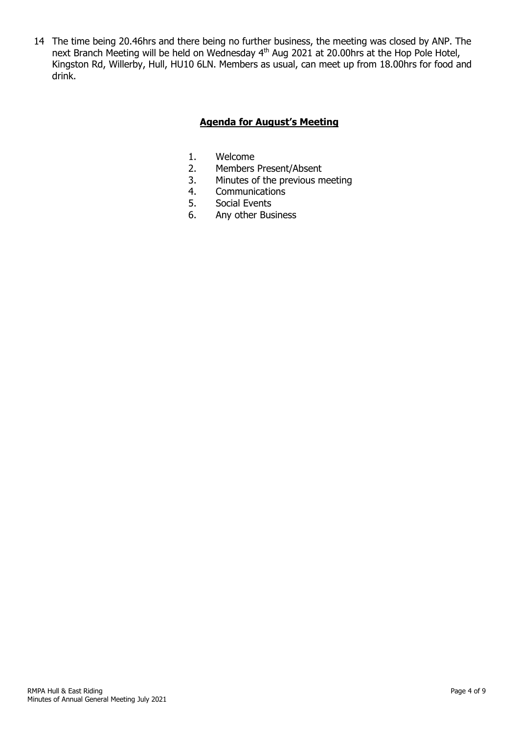14 The time being 20.46hrs and there being no further business, the meeting was closed by ANP. The next Branch Meeting will be held on Wednesday 4th Aug 2021 at 20.00hrs at the Hop Pole Hotel, Kingston Rd, Willerby, Hull, HU10 6LN. Members as usual, can meet up from 18.00hrs for food and drink.

## **Agenda for August's Meeting**

1. Welcome
2. Members Present/Absent
3. Minutes of the previous meeting
4. Communications
5. Social Events
6. Any other Business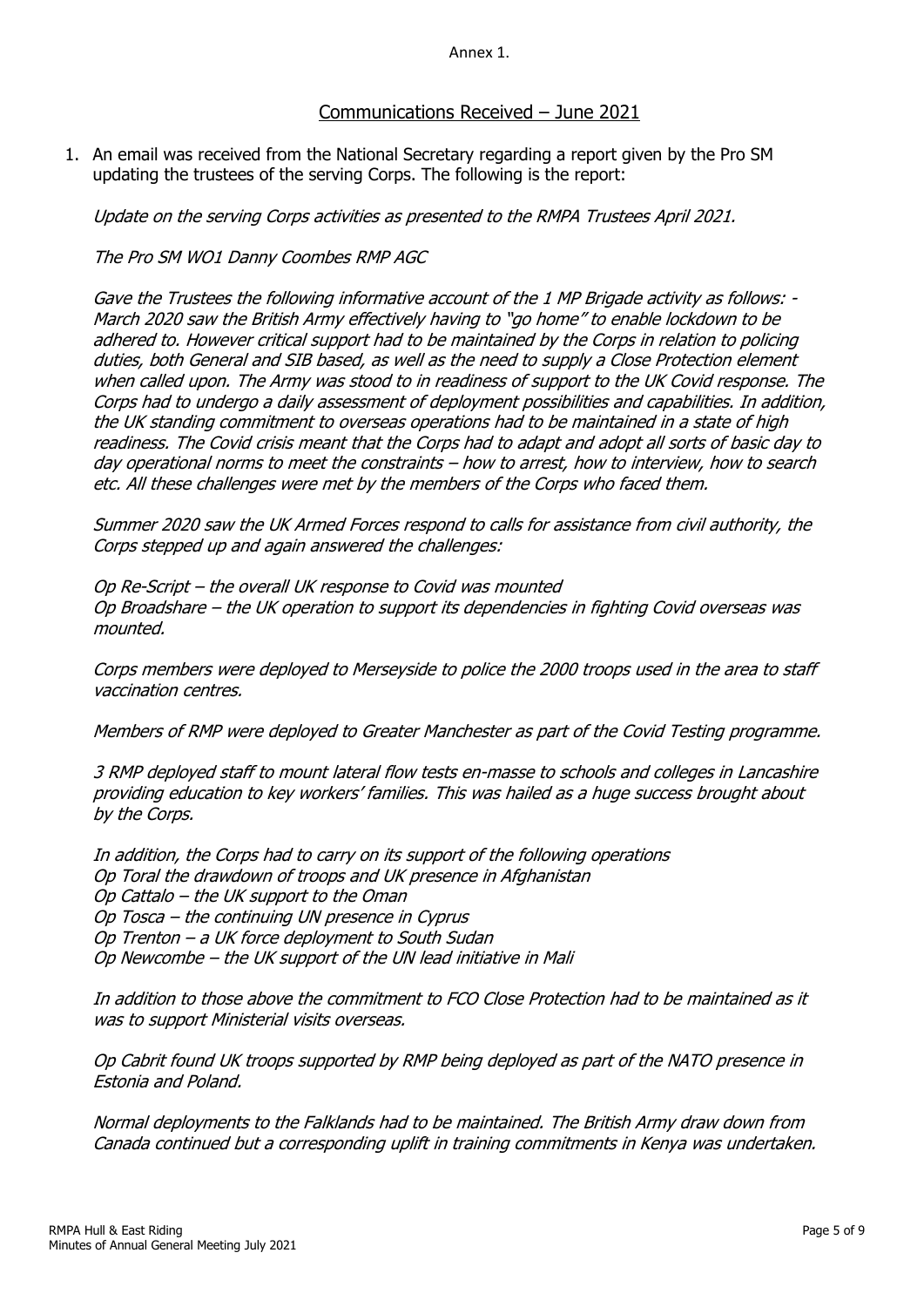Annex 1.

## Communications Received – June 2021

1. An email was received from the National Secretary regarding a report given by the Pro SM updating the trustees of the serving Corps. The following is the report:

   *Update on the serving Corps activities as presented to the RMPA Trustees April 2021.*

   *The Pro SM WO1 Danny Coombes RMP AGC*

   *Gave the Trustees the following informative account of the 1 MP Brigade activity as follows: - March 2020 saw the British Army effectively having to "go home" to enable lockdown to be adhered to. However critical support had to be maintained by the Corps in relation to policing duties, both General and SIB based, as well as the need to supply a Close Protection element when called upon. The Army was stood to in readiness of support to the UK Covid response. The Corps had to undergo a daily assessment of deployment possibilities and capabilities. In addition, the UK standing commitment to overseas operations had to be maintained in a state of high readiness. The Covid crisis meant that the Corps had to adapt and adopt all sorts of basic day to day operational norms to meet the constraints – how to arrest, how to interview, how to search etc. All these challenges were met by the members of the Corps who faced them.*

   *Summer 2020 saw the UK Armed Forces respond to calls for assistance from civil authority, the Corps stepped up and again answered the challenges:*

   *Op Re-Script – the overall UK response to Covid was mounted*
   *Op Broadshare – the UK operation to support its dependencies in fighting Covid overseas was mounted.*

   *Corps members were deployed to Merseyside to police the 2000 troops used in the area to staff vaccination centres.*

   *Members of RMP were deployed to Greater Manchester as part of the Covid Testing programme.*

   *3 RMP deployed staff to mount lateral flow tests en-masse to schools and colleges in Lancashire providing education to key workers' families. This was hailed as a huge success brought about by the Corps.*

   *In addition, the Corps had to carry on its support of the following operations*
   *Op Toral the drawdown of troops and UK presence in Afghanistan*
   *Op Cattalo – the UK support to the Oman*
   *Op Tosca – the continuing UN presence in Cyprus*
   *Op Trenton – a UK force deployment to South Sudan*
   *Op Newcombe – the UK support of the UN lead initiative in Mali*

   *In addition to those above the commitment to FCO Close Protection had to be maintained as it was to support Ministerial visits overseas.*

   *Op Cabrit found UK troops supported by RMP being deployed as part of the NATO presence in Estonia and Poland.*

   *Normal deployments to the Falklands had to be maintained. The British Army draw down from Canada continued but a corresponding uplift in training commitments in Kenya was undertaken.*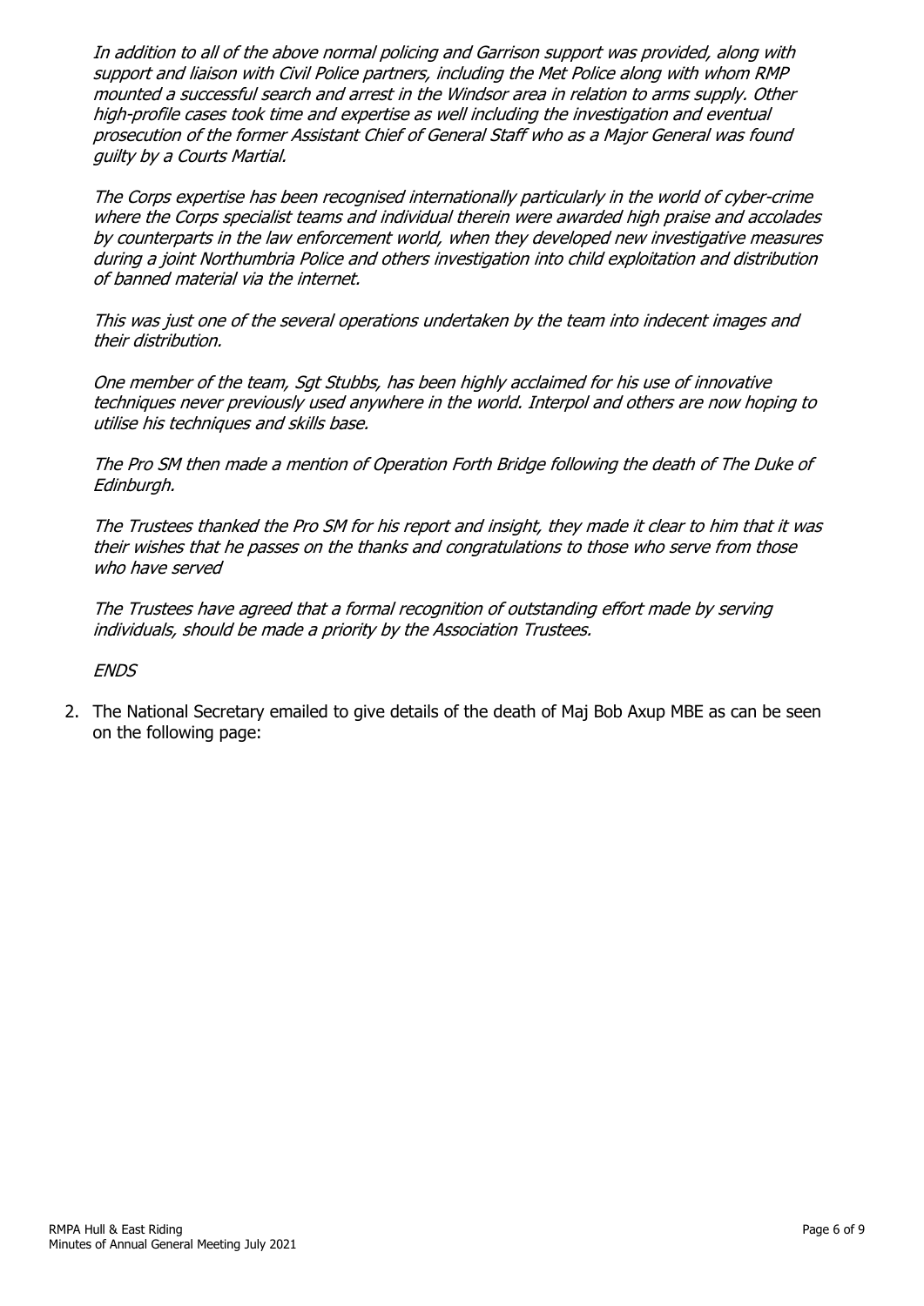*In addition to all of the above normal policing and Garrison support was provided, along with support and liaison with Civil Police partners, including the Met Police along with whom RMP mounted a successful search and arrest in the Windsor area in relation to arms supply. Other high-profile cases took time and expertise as well including the investigation and eventual prosecution of the former Assistant Chief of General Staff who as a Major General was found guilty by a Courts Martial.*

*The Corps expertise has been recognised internationally particularly in the world of cyber-crime where the Corps specialist teams and individual therein were awarded high praise and accolades by counterparts in the law enforcement world, when they developed new investigative measures during a joint Northumbria Police and others investigation into child exploitation and distribution of banned material via the internet.*

*This was just one of the several operations undertaken by the team into indecent images and their distribution.*

*One member of the team, Sgt Stubbs, has been highly acclaimed for his use of innovative techniques never previously used anywhere in the world. Interpol and others are now hoping to utilise his techniques and skills base.*

*The Pro SM then made a mention of Operation Forth Bridge following the death of The Duke of Edinburgh.*

*The Trustees thanked the Pro SM for his report and insight, they made it clear to him that it was their wishes that he passes on the thanks and congratulations to those who serve from those who have served*

*The Trustees have agreed that a formal recognition of outstanding effort made by serving individuals, should be made a priority by the Association Trustees.*

*ENDS*

2. The National Secretary emailed to give details of the death of Maj Bob Axup MBE as can be seen on the following page: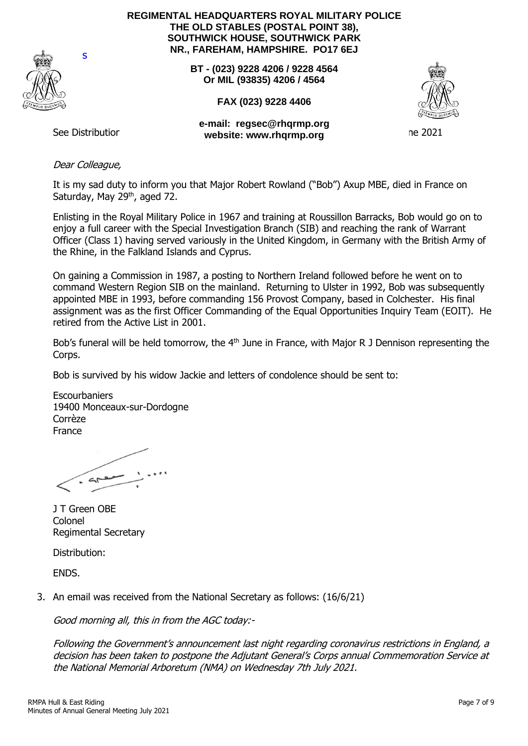**REGIMENTAL HEADQUARTERS ROYAL MILITARY POLICE**
**THE OLD STABLES (POSTAL POINT 38),**
**SOUTHWICK HOUSE, SOUTHWICK PARK**
**NR., FAREHAM, HAMPSHIRE. PO17 6EJ**

S

**BT - (023) 9228 4206 / 9228 4564**
**Or MIL (93835) 4206 / 4564**

**FAX (023) 9228 4406**

**e-mail: regsec@rhqrmp.org**
**website: www.rhqrmp.org**

See Distributior

ne 2021

*Dear Colleague,*

It is my sad duty to inform you that Major Robert Rowland ("Bob") Axup MBE, died in France on Saturday, May 29th, aged 72.

Enlisting in the Royal Military Police in 1967 and training at Roussillon Barracks, Bob would go on to enjoy a full career with the Special Investigation Branch (SIB) and reaching the rank of Warrant Officer (Class 1) having served variously in the United Kingdom, in Germany with the British Army of the Rhine, in the Falkland Islands and Cyprus.

On gaining a Commission in 1987, a posting to Northern Ireland followed before he went on to command Western Region SIB on the mainland. Returning to Ulster in 1992, Bob was subsequently appointed MBE in 1993, before commanding 156 Provost Company, based in Colchester. His final assignment was as the first Officer Commanding of the Equal Opportunities Inquiry Team (EOIT). He retired from the Active List in 2001.

Bob's funeral will be held tomorrow, the 4th June in France, with Major R J Dennison representing the Corps.

Bob is survived by his widow Jackie and letters of condolence should be sent to:

Escourbaniers
19400 Monceaux-sur-Dordogne
Corrèze
France

J T Green OBE
Colonel
Regimental Secretary

Distribution:

ENDS.

3. An email was received from the National Secretary as follows: (16/6/21)

   *Good morning all, this in from the AGC today:-*

   *Following the Government's announcement last night regarding coronavirus restrictions in England, a decision has been taken to postpone the Adjutant General's Corps annual Commemoration Service at the National Memorial Arboretum (NMA) on Wednesday 7th July 2021.*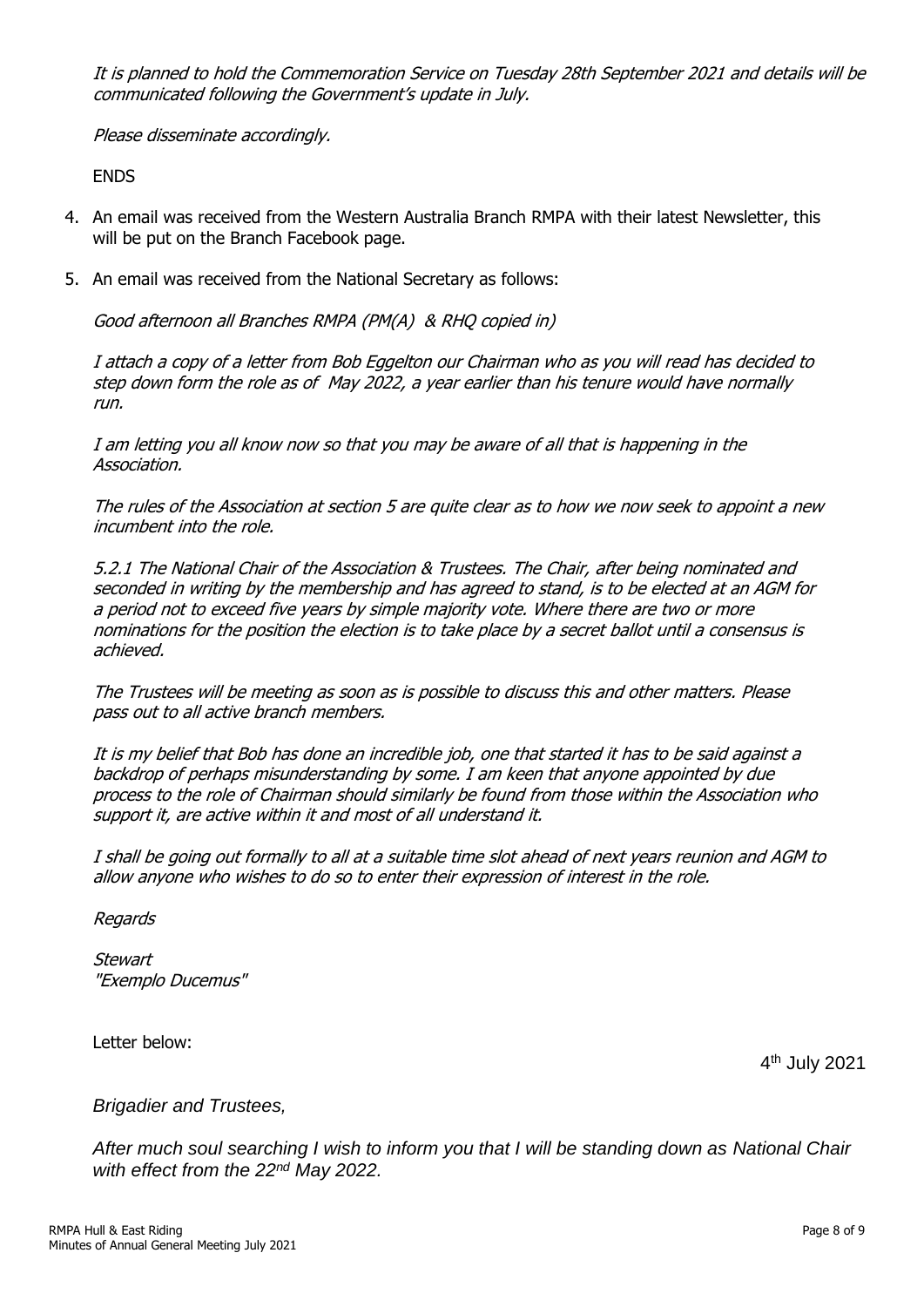*It is planned to hold the Commemoration Service on Tuesday 28th September 2021 and details will be communicated following the Government's update in July.*

*Please disseminate accordingly.*

ENDS

4. An email was received from the Western Australia Branch RMPA with their latest Newsletter, this will be put on the Branch Facebook page.

5. An email was received from the National Secretary as follows:

*Good afternoon all Branches RMPA (PM(A) & RHQ copied in)*

*I attach a copy of a letter from Bob Eggelton our Chairman who as you will read has decided to step down form the role as of May 2022, a year earlier than his tenure would have normally run.*

*I am letting you all know now so that you may be aware of all that is happening in the Association.*

*The rules of the Association at section 5 are quite clear as to how we now seek to appoint a new incumbent into the role.*

*5.2.1 The National Chair of the Association & Trustees. The Chair, after being nominated and seconded in writing by the membership and has agreed to stand, is to be elected at an AGM for a period not to exceed five years by simple majority vote. Where there are two or more nominations for the position the election is to take place by a secret ballot until a consensus is achieved.*

*The Trustees will be meeting as soon as is possible to discuss this and other matters. Please pass out to all active branch members.*

*It is my belief that Bob has done an incredible job, one that started it has to be said against a backdrop of perhaps misunderstanding by some. I am keen that anyone appointed by due process to the role of Chairman should similarly be found from those within the Association who support it, are active within it and most of all understand it.*

*I shall be going out formally to all at a suitable time slot ahead of next years reunion and AGM to allow anyone who wishes to do so to enter their expression of interest in the role.*

*Regards*

*Stewart*
*"Exemplo Ducemus"*

Letter below:

4th July 2021

*Brigadier and Trustees,*

*After much soul searching I wish to inform you that I will be standing down as National Chair with effect from the 22nd May 2022.*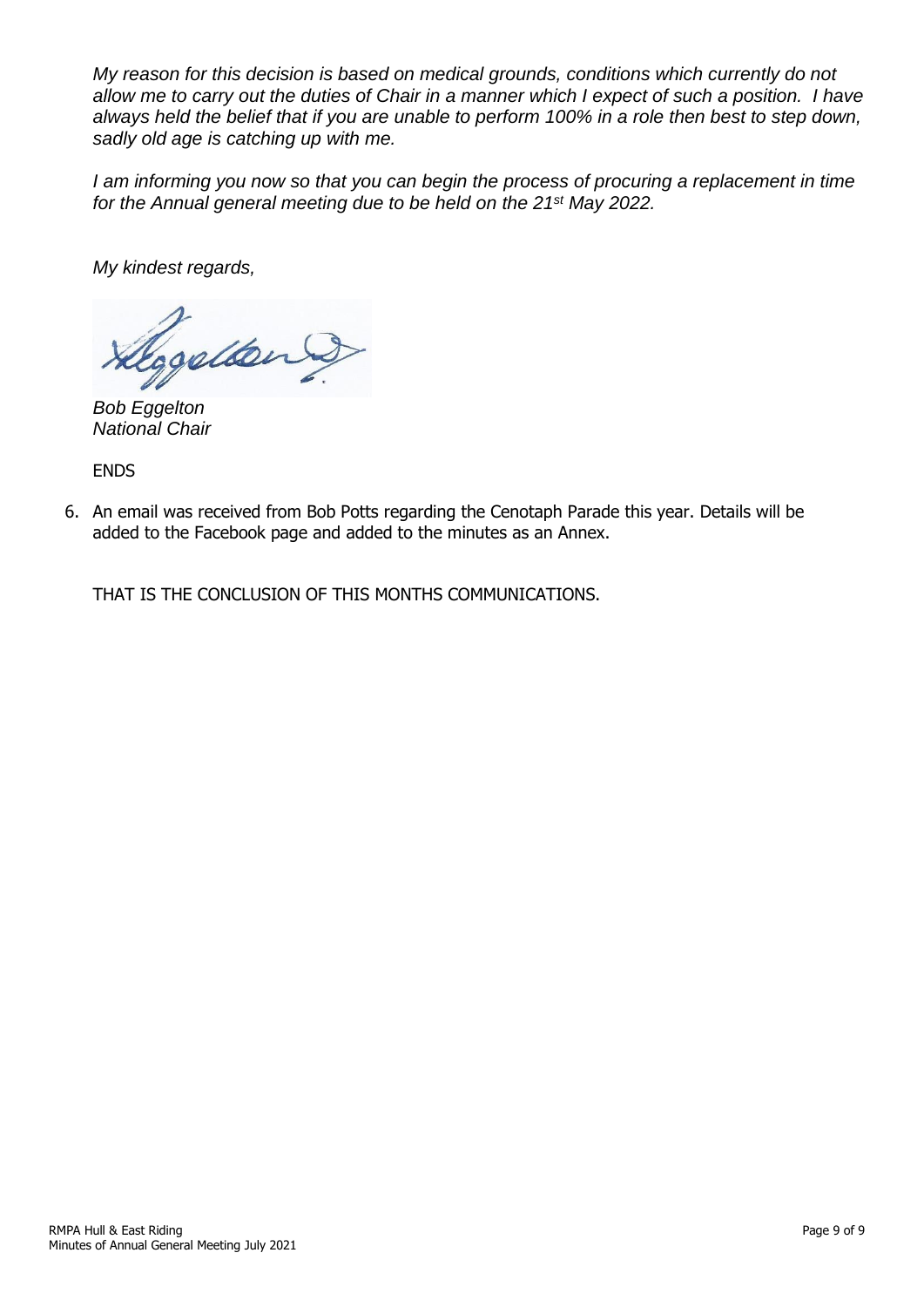*My reason for this decision is based on medical grounds, conditions which currently do not allow me to carry out the duties of Chair in a manner which I expect of such a position. I have always held the belief that if you are unable to perform 100% in a role then best to step down, sadly old age is catching up with me.*

*I am informing you now so that you can begin the process of procuring a replacement in time for the Annual general meeting due to be held on the 21st May 2022.*

*My kindest regards,*

*Bob Eggelton*
*National Chair*

ENDS

6. An email was received from Bob Potts regarding the Cenotaph Parade this year. Details will be added to the Facebook page and added to the minutes as an Annex.

THAT IS THE CONCLUSION OF THIS MONTHS COMMUNICATIONS.